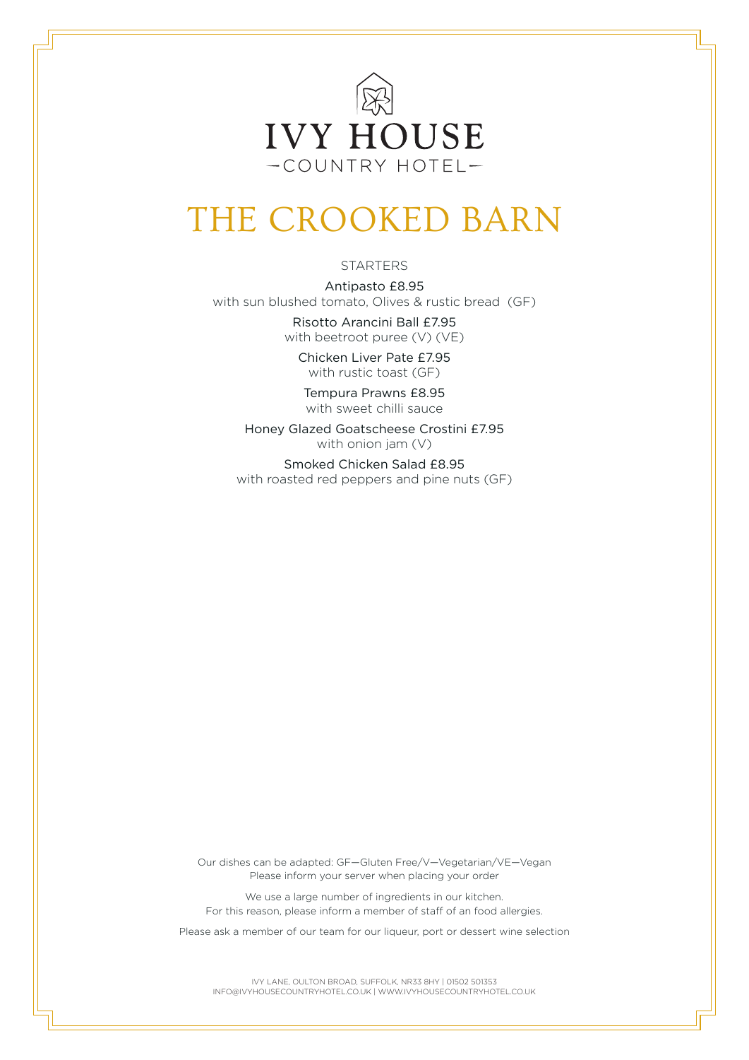# IVY HOUSE

COUNTRY HOTEL

# THE CROOKED BARN

## STARTERS

Antipasto £8.95
with sun blushed tomato, Olives & rustic bread (GF)

Risotto Arancini Ball £7.95
with beetroot puree (V) (VE)

Chicken Liver Pate £7.95
with rustic toast (GF)

Tempura Prawns £8.95
with sweet chilli sauce

Honey Glazed Goatscheese Crostini £7.95
with onion jam (V)

Smoked Chicken Salad £8.95
with roasted red peppers and pine nuts (GF)

Our dishes can be adapted: GF—Gluten Free/V—Vegetarian/VE—Vegan
Please inform your server when placing your order

We use a large number of ingredients in our kitchen.
For this reason, please inform a member of staff of an food allergies.

Please ask a member of our team for our liqueur, port or dessert wine selection

IVY LANE, OULTON BROAD, SUFFOLK, NR33 8HY | 01502 501353
INFO@IVYHOUSECOUNTRYHOTEL.CO.UK | WWW.IVYHOUSECOUNTRYHOTEL.CO.UK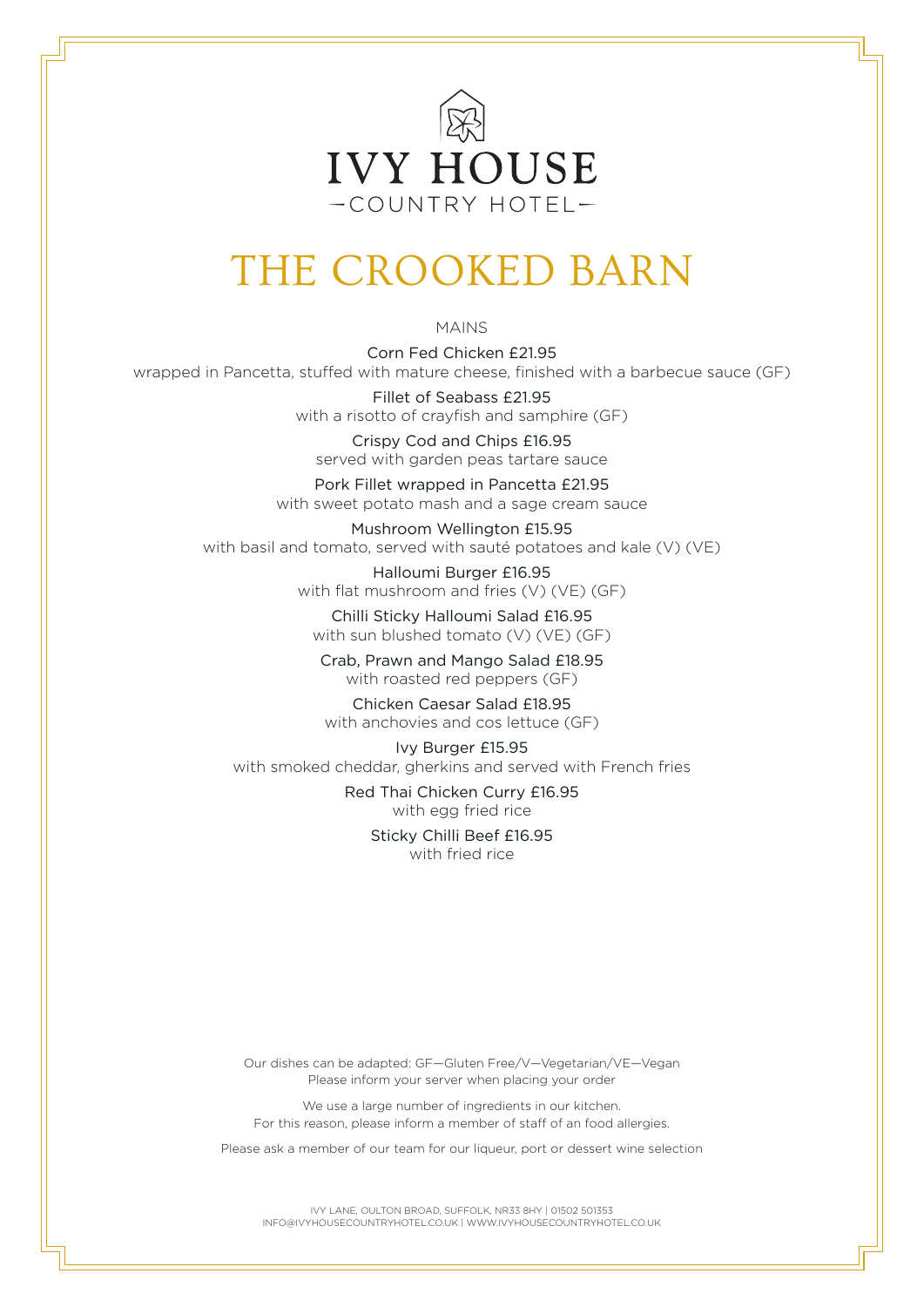IVY HOUSE
COUNTRY HOTEL

# THE CROOKED BARN

## MAINS

Corn Fed Chicken £21.95
wrapped in Pancetta, stuffed with mature cheese, finished with a barbecue sauce (GF)

Fillet of Seabass £21.95
with a risotto of crayfish and samphire (GF)

Crispy Cod and Chips £16.95
served with garden peas tartare sauce

Pork Fillet wrapped in Pancetta £21.95
with sweet potato mash and a sage cream sauce

Mushroom Wellington £15.95
with basil and tomato, served with sauté potatoes and kale (V) (VE)

Halloumi Burger £16.95
with flat mushroom and fries (V) (VE) (GF)

Chilli Sticky Halloumi Salad £16.95
with sun blushed tomato (V) (VE) (GF)

Crab, Prawn and Mango Salad £18.95
with roasted red peppers (GF)

Chicken Caesar Salad £18.95
with anchovies and cos lettuce (GF)

Ivy Burger £15.95
with smoked cheddar, gherkins and served with French fries

Red Thai Chicken Curry £16.95
with egg fried rice

Sticky Chilli Beef £16.95
with fried rice

Our dishes can be adapted: GF—Gluten Free/V—Vegetarian/VE—Vegan
Please inform your server when placing your order

We use a large number of ingredients in our kitchen.
For this reason, please inform a member of staff of an food allergies.

Please ask a member of our team for our liqueur, port or dessert wine selection

IVY LANE, OULTON BROAD, SUFFOLK, NR33 8HY | 01502 501353
INFO@IVYHOUSECOUNTRYHOTEL.CO.UK | WWW.IVYHOUSECOUNTRYHOTEL.CO.UK